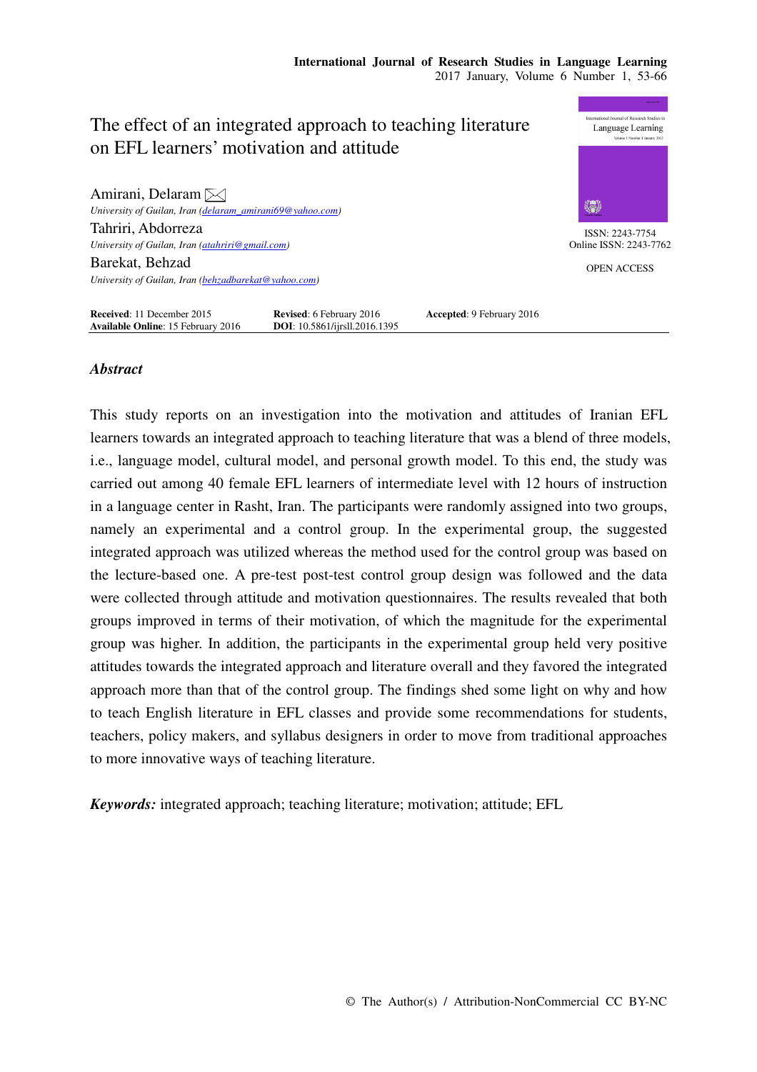# The effect of an integrated approach to teaching literature on EFL learners' motivation and attitude

Amirani, Delaram ✉
*University of Guilan, Iran (delaram_amirani69@yahoo.com)*

Tahriri, Abdorreza
*University of Guilan, Iran (atahriri@gmail.com)*

Barekat, Behzad
*University of Guilan, Iran (behzadbarekat@yahoo.com)*

ISSN: 2243-7754
Online ISSN: 2243-7762

OPEN ACCESS

**Received**: 11 December 2015 **Revised**: 6 February 2016 **Accepted**: 9 February 2016
**Available Online**: 15 February 2016 **DOI**: 10.5861/ijrsll.2016.1395

## *Abstract*

This study reports on an investigation into the motivation and attitudes of Iranian EFL learners towards an integrated approach to teaching literature that was a blend of three models, i.e., language model, cultural model, and personal growth model. To this end, the study was carried out among 40 female EFL learners of intermediate level with 12 hours of instruction in a language center in Rasht, Iran. The participants were randomly assigned into two groups, namely an experimental and a control group. In the experimental group, the suggested integrated approach was utilized whereas the method used for the control group was based on the lecture-based one. A pre-test post-test control group design was followed and the data were collected through attitude and motivation questionnaires. The results revealed that both groups improved in terms of their motivation, of which the magnitude for the experimental group was higher. In addition, the participants in the experimental group held very positive attitudes towards the integrated approach and literature overall and they favored the integrated approach more than that of the control group. The findings shed some light on why and how to teach English literature in EFL classes and provide some recommendations for students, teachers, policy makers, and syllabus designers in order to move from traditional approaches to more innovative ways of teaching literature.

***Keywords:*** integrated approach; teaching literature; motivation; attitude; EFL

© The Author(s) / Attribution-NonCommercial CC BY-NC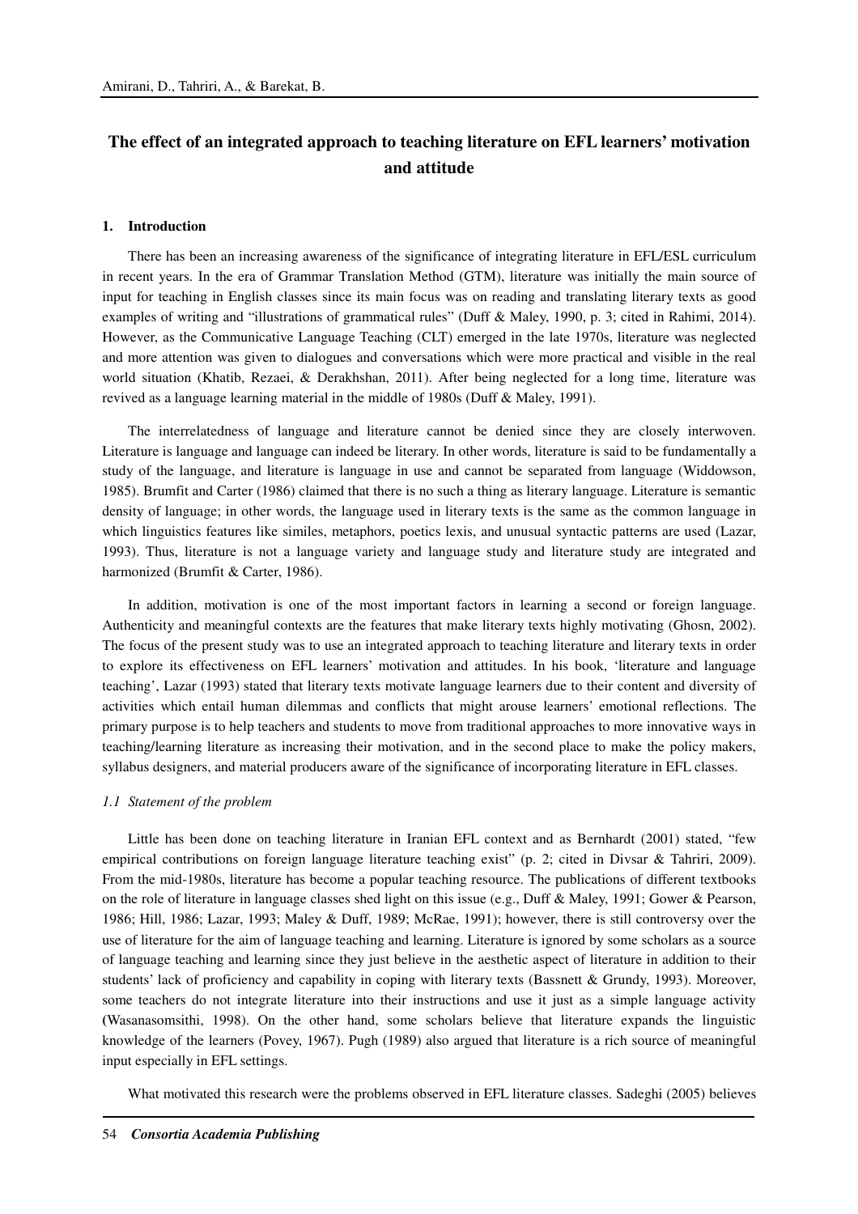# The effect of an integrated approach to teaching literature on EFL learners' motivation and attitude

## 1. Introduction

There has been an increasing awareness of the significance of integrating literature in EFL/ESL curriculum in recent years. In the era of Grammar Translation Method (GTM), literature was initially the main source of input for teaching in English classes since its main focus was on reading and translating literary texts as good examples of writing and "illustrations of grammatical rules" (Duff & Maley, 1990, p. 3; cited in Rahimi, 2014). However, as the Communicative Language Teaching (CLT) emerged in the late 1970s, literature was neglected and more attention was given to dialogues and conversations which were more practical and visible in the real world situation (Khatib, Rezaei, & Derakhshan, 2011). After being neglected for a long time, literature was revived as a language learning material in the middle of 1980s (Duff & Maley, 1991).

The interrelatedness of language and literature cannot be denied since they are closely interwoven. Literature is language and language can indeed be literary. In other words, literature is said to be fundamentally a study of the language, and literature is language in use and cannot be separated from language (Widdowson, 1985). Brumfit and Carter (1986) claimed that there is no such a thing as literary language. Literature is semantic density of language; in other words, the language used in literary texts is the same as the common language in which linguistics features like similes, metaphors, poetics lexis, and unusual syntactic patterns are used (Lazar, 1993). Thus, literature is not a language variety and language study and literature study are integrated and harmonized (Brumfit & Carter, 1986).

In addition, motivation is one of the most important factors in learning a second or foreign language. Authenticity and meaningful contexts are the features that make literary texts highly motivating (Ghosn, 2002). The focus of the present study was to use an integrated approach to teaching literature and literary texts in order to explore its effectiveness on EFL learners' motivation and attitudes. In his book, 'literature and language teaching', Lazar (1993) stated that literary texts motivate language learners due to their content and diversity of activities which entail human dilemmas and conflicts that might arouse learners' emotional reflections. The primary purpose is to help teachers and students to move from traditional approaches to more innovative ways in teaching/learning literature as increasing their motivation, and in the second place to make the policy makers, syllabus designers, and material producers aware of the significance of incorporating literature in EFL classes.

### *1.1 Statement of the problem*

Little has been done on teaching literature in Iranian EFL context and as Bernhardt (2001) stated, "few empirical contributions on foreign language literature teaching exist" (p. 2; cited in Divsar & Tahriri, 2009). From the mid-1980s, literature has become a popular teaching resource. The publications of different textbooks on the role of literature in language classes shed light on this issue (e.g., Duff & Maley, 1991; Gower & Pearson, 1986; Hill, 1986; Lazar, 1993; Maley & Duff, 1989; McRae, 1991); however, there is still controversy over the use of literature for the aim of language teaching and learning. Literature is ignored by some scholars as a source of language teaching and learning since they just believe in the aesthetic aspect of literature in addition to their students' lack of proficiency and capability in coping with literary texts (Bassnett & Grundy, 1993). Moreover, some teachers do not integrate literature into their instructions and use it just as a simple language activity (Wasanasomsithi, 1998). On the other hand, some scholars believe that literature expands the linguistic knowledge of the learners (Povey, 1967). Pugh (1989) also argued that literature is a rich source of meaningful input especially in EFL settings.

What motivated this research were the problems observed in EFL literature classes. Sadeghi (2005) believes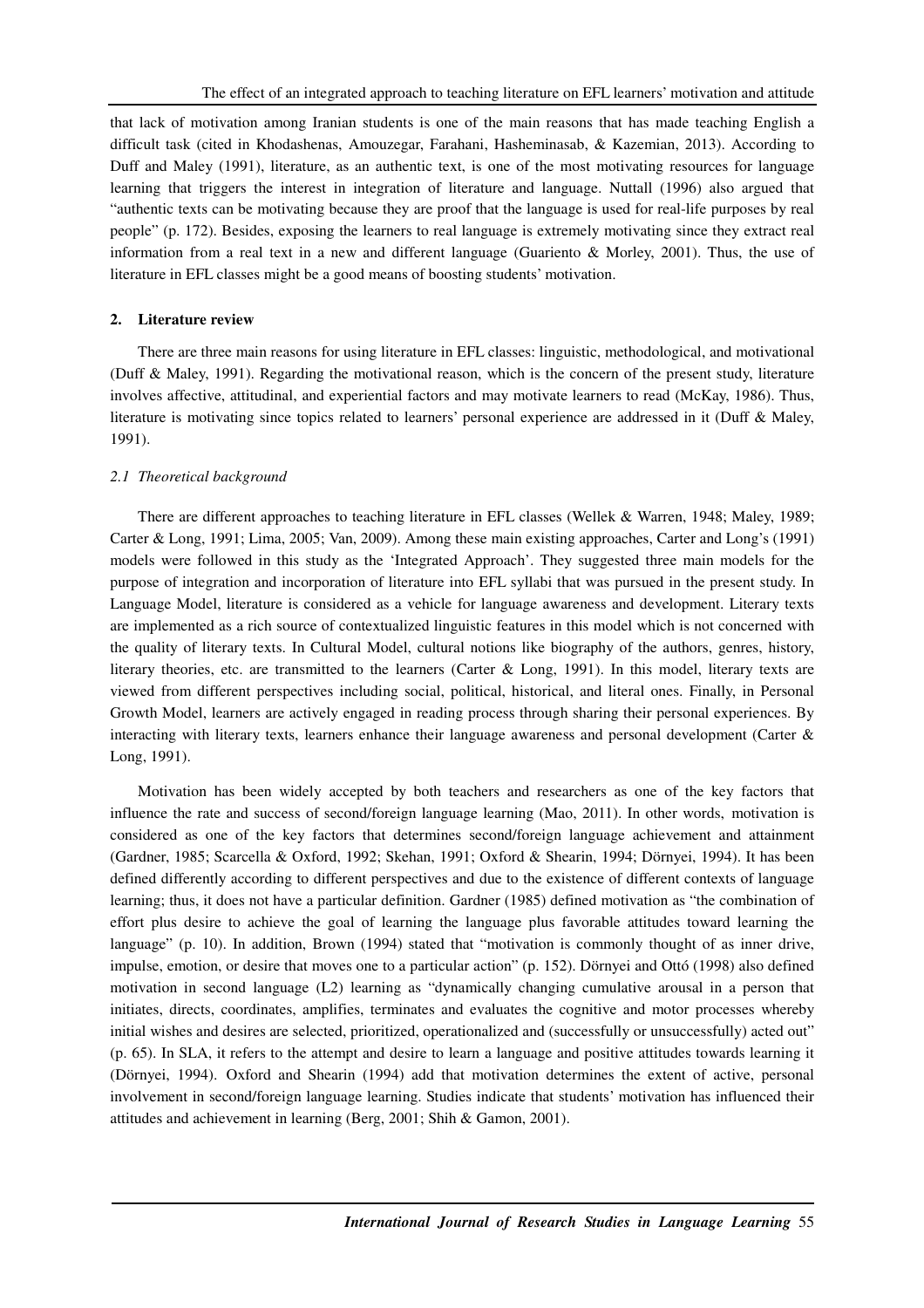that lack of motivation among Iranian students is one of the main reasons that has made teaching English a difficult task (cited in Khodashenas, Amouzegar, Farahani, Hasheminasab, & Kazemian, 2013). According to Duff and Maley (1991), literature, as an authentic text, is one of the most motivating resources for language learning that triggers the interest in integration of literature and language. Nuttall (1996) also argued that "authentic texts can be motivating because they are proof that the language is used for real-life purposes by real people" (p. 172). Besides, exposing the learners to real language is extremely motivating since they extract real information from a real text in a new and different language (Guariento & Morley, 2001). Thus, the use of literature in EFL classes might be a good means of boosting students' motivation.

## 2. Literature review

There are three main reasons for using literature in EFL classes: linguistic, methodological, and motivational (Duff & Maley, 1991). Regarding the motivational reason, which is the concern of the present study, literature involves affective, attitudinal, and experiential factors and may motivate learners to read (McKay, 1986). Thus, literature is motivating since topics related to learners' personal experience are addressed in it (Duff & Maley, 1991).

### *2.1 Theoretical background*

There are different approaches to teaching literature in EFL classes (Wellek & Warren, 1948; Maley, 1989; Carter & Long, 1991; Lima, 2005; Van, 2009). Among these main existing approaches, Carter and Long's (1991) models were followed in this study as the 'Integrated Approach'. They suggested three main models for the purpose of integration and incorporation of literature into EFL syllabi that was pursued in the present study. In Language Model, literature is considered as a vehicle for language awareness and development. Literary texts are implemented as a rich source of contextualized linguistic features in this model which is not concerned with the quality of literary texts. In Cultural Model, cultural notions like biography of the authors, genres, history, literary theories, etc. are transmitted to the learners (Carter & Long, 1991). In this model, literary texts are viewed from different perspectives including social, political, historical, and literal ones. Finally, in Personal Growth Model, learners are actively engaged in reading process through sharing their personal experiences. By interacting with literary texts, learners enhance their language awareness and personal development (Carter & Long, 1991).

Motivation has been widely accepted by both teachers and researchers as one of the key factors that influence the rate and success of second/foreign language learning (Mao, 2011). In other words, motivation is considered as one of the key factors that determines second/foreign language achievement and attainment (Gardner, 1985; Scarcella & Oxford, 1992; Skehan, 1991; Oxford & Shearin, 1994; Dörnyei, 1994). It has been defined differently according to different perspectives and due to the existence of different contexts of language learning; thus, it does not have a particular definition. Gardner (1985) defined motivation as "the combination of effort plus desire to achieve the goal of learning the language plus favorable attitudes toward learning the language" (p. 10). In addition, Brown (1994) stated that "motivation is commonly thought of as inner drive, impulse, emotion, or desire that moves one to a particular action" (p. 152). Dörnyei and Ottó (1998) also defined motivation in second language (L2) learning as "dynamically changing cumulative arousal in a person that initiates, directs, coordinates, amplifies, terminates and evaluates the cognitive and motor processes whereby initial wishes and desires are selected, prioritized, operationalized and (successfully or unsuccessfully) acted out" (p. 65). In SLA, it refers to the attempt and desire to learn a language and positive attitudes towards learning it (Dörnyei, 1994). Oxford and Shearin (1994) add that motivation determines the extent of active, personal involvement in second/foreign language learning. Studies indicate that students' motivation has influenced their attitudes and achievement in learning (Berg, 2001; Shih & Gamon, 2001).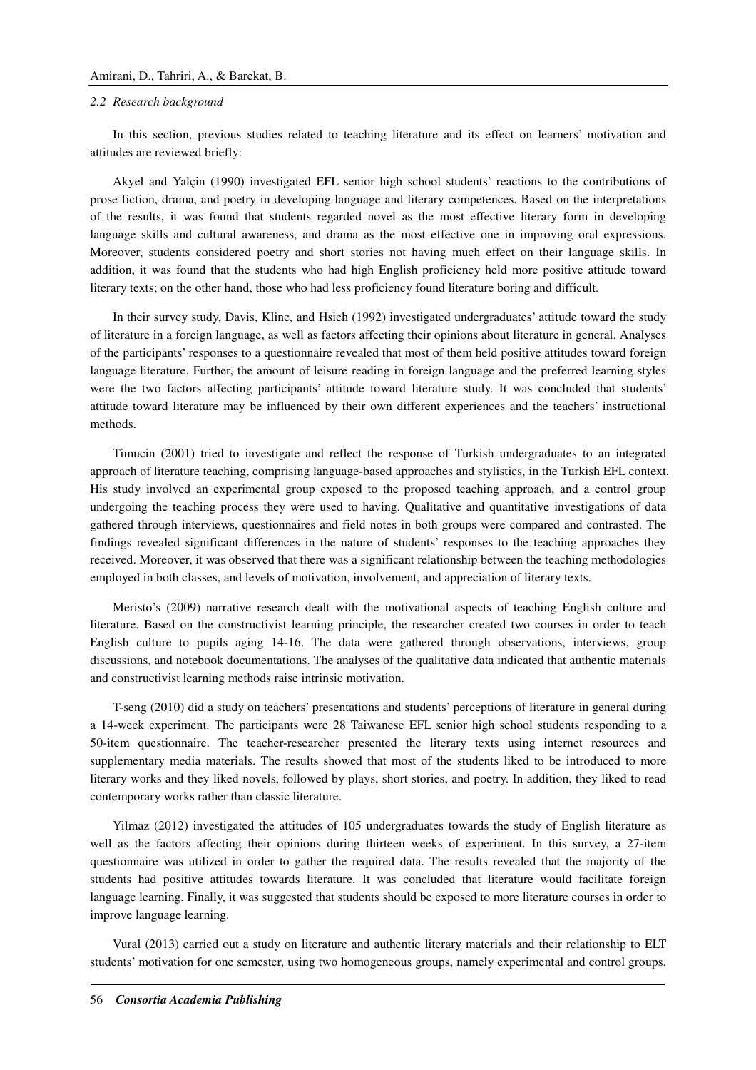### *2.2 Research background*

In this section, previous studies related to teaching literature and its effect on learners' motivation and attitudes are reviewed briefly:

Akyel and Yalçin (1990) investigated EFL senior high school students' reactions to the contributions of prose fiction, drama, and poetry in developing language and literary competences. Based on the interpretations of the results, it was found that students regarded novel as the most effective literary form in developing language skills and cultural awareness, and drama as the most effective one in improving oral expressions. Moreover, students considered poetry and short stories not having much effect on their language skills. In addition, it was found that the students who had high English proficiency held more positive attitude toward literary texts; on the other hand, those who had less proficiency found literature boring and difficult.

In their survey study, Davis, Kline, and Hsieh (1992) investigated undergraduates' attitude toward the study of literature in a foreign language, as well as factors affecting their opinions about literature in general. Analyses of the participants' responses to a questionnaire revealed that most of them held positive attitudes toward foreign language literature. Further, the amount of leisure reading in foreign language and the preferred learning styles were the two factors affecting participants' attitude toward literature study. It was concluded that students' attitude toward literature may be influenced by their own different experiences and the teachers' instructional methods.

Timucin (2001) tried to investigate and reflect the response of Turkish undergraduates to an integrated approach of literature teaching, comprising language-based approaches and stylistics, in the Turkish EFL context. His study involved an experimental group exposed to the proposed teaching approach, and a control group undergoing the teaching process they were used to having. Qualitative and quantitative investigations of data gathered through interviews, questionnaires and field notes in both groups were compared and contrasted. The findings revealed significant differences in the nature of students' responses to the teaching approaches they received. Moreover, it was observed that there was a significant relationship between the teaching methodologies employed in both classes, and levels of motivation, involvement, and appreciation of literary texts.

Meristo's (2009) narrative research dealt with the motivational aspects of teaching English culture and literature. Based on the constructivist learning principle, the researcher created two courses in order to teach English culture to pupils aging 14-16. The data were gathered through observations, interviews, group discussions, and notebook documentations. The analyses of the qualitative data indicated that authentic materials and constructivist learning methods raise intrinsic motivation.

T-seng (2010) did a study on teachers' presentations and students' perceptions of literature in general during a 14-week experiment. The participants were 28 Taiwanese EFL senior high school students responding to a 50-item questionnaire. The teacher-researcher presented the literary texts using internet resources and supplementary media materials. The results showed that most of the students liked to be introduced to more literary works and they liked novels, followed by plays, short stories, and poetry. In addition, they liked to read contemporary works rather than classic literature.

Yilmaz (2012) investigated the attitudes of 105 undergraduates towards the study of English literature as well as the factors affecting their opinions during thirteen weeks of experiment. In this survey, a 27-item questionnaire was utilized in order to gather the required data. The results revealed that the majority of the students had positive attitudes towards literature. It was concluded that literature would facilitate foreign language learning. Finally, it was suggested that students should be exposed to more literature courses in order to improve language learning.

Vural (2013) carried out a study on literature and authentic literary materials and their relationship to ELT students' motivation for one semester, using two homogeneous groups, namely experimental and control groups.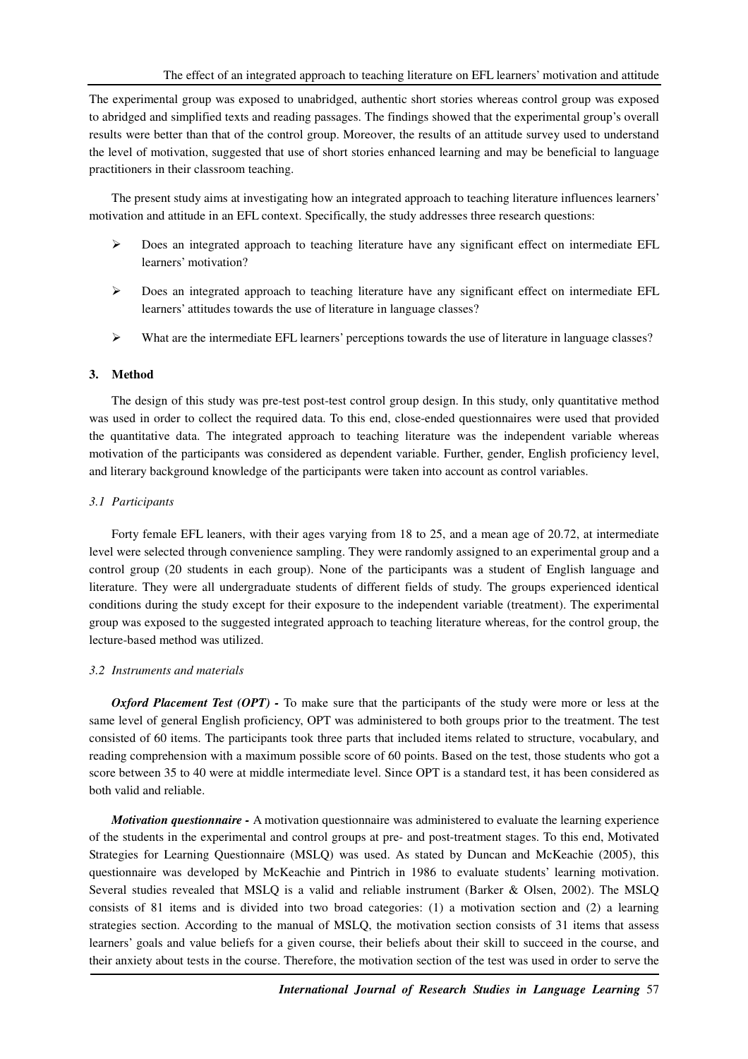The experimental group was exposed to unabridged, authentic short stories whereas control group was exposed to abridged and simplified texts and reading passages. The findings showed that the experimental group's overall results were better than that of the control group. Moreover, the results of an attitude survey used to understand the level of motivation, suggested that use of short stories enhanced learning and may be beneficial to language practitioners in their classroom teaching.

The present study aims at investigating how an integrated approach to teaching literature influences learners' motivation and attitude in an EFL context. Specifically, the study addresses three research questions:

- Does an integrated approach to teaching literature have any significant effect on intermediate EFL learners' motivation?
- Does an integrated approach to teaching literature have any significant effect on intermediate EFL learners' attitudes towards the use of literature in language classes?
- What are the intermediate EFL learners' perceptions towards the use of literature in language classes?

## 3. Method

The design of this study was pre-test post-test control group design. In this study, only quantitative method was used in order to collect the required data. To this end, close-ended questionnaires were used that provided the quantitative data. The integrated approach to teaching literature was the independent variable whereas motivation of the participants was considered as dependent variable. Further, gender, English proficiency level, and literary background knowledge of the participants were taken into account as control variables.

### *3.1 Participants*

Forty female EFL leaners, with their ages varying from 18 to 25, and a mean age of 20.72, at intermediate level were selected through convenience sampling. They were randomly assigned to an experimental group and a control group (20 students in each group). None of the participants was a student of English language and literature. They were all undergraduate students of different fields of study. The groups experienced identical conditions during the study except for their exposure to the independent variable (treatment). The experimental group was exposed to the suggested integrated approach to teaching literature whereas, for the control group, the lecture-based method was utilized.

### *3.2 Instruments and materials*

***Oxford Placement Test (OPT) -*** To make sure that the participants of the study were more or less at the same level of general English proficiency, OPT was administered to both groups prior to the treatment. The test consisted of 60 items. The participants took three parts that included items related to structure, vocabulary, and reading comprehension with a maximum possible score of 60 points. Based on the test, those students who got a score between 35 to 40 were at middle intermediate level. Since OPT is a standard test, it has been considered as both valid and reliable.

***Motivation questionnaire -*** A motivation questionnaire was administered to evaluate the learning experience of the students in the experimental and control groups at pre- and post-treatment stages. To this end, Motivated Strategies for Learning Questionnaire (MSLQ) was used. As stated by Duncan and McKeachie (2005), this questionnaire was developed by McKeachie and Pintrich in 1986 to evaluate students' learning motivation. Several studies revealed that MSLQ is a valid and reliable instrument (Barker & Olsen, 2002). The MSLQ consists of 81 items and is divided into two broad categories: (1) a motivation section and (2) a learning strategies section. According to the manual of MSLQ, the motivation section consists of 31 items that assess learners' goals and value beliefs for a given course, their beliefs about their skill to succeed in the course, and their anxiety about tests in the course. Therefore, the motivation section of the test was used in order to serve the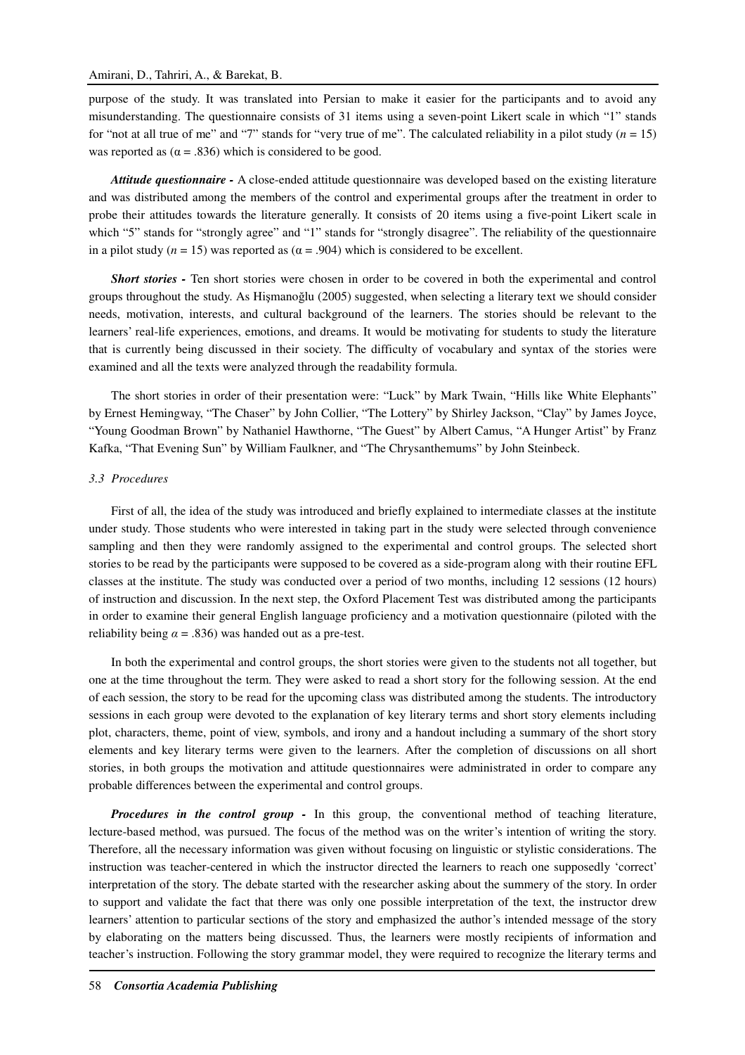purpose of the study. It was translated into Persian to make it easier for the participants and to avoid any misunderstanding. The questionnaire consists of 31 items using a seven-point Likert scale in which "1" stands for "not at all true of me" and "7" stands for "very true of me". The calculated reliability in a pilot study ($n$ = 15) was reported as ($\alpha$ = .836) which is considered to be good.

***Attitude questionnaire -*** A close-ended attitude questionnaire was developed based on the existing literature and was distributed among the members of the control and experimental groups after the treatment in order to probe their attitudes towards the literature generally. It consists of 20 items using a five-point Likert scale in which "5" stands for "strongly agree" and "1" stands for "strongly disagree". The reliability of the questionnaire in a pilot study ($n$ = 15) was reported as ($\alpha$ = .904) which is considered to be excellent.

***Short stories -*** Ten short stories were chosen in order to be covered in both the experimental and control groups throughout the study. As Hişmanoğlu (2005) suggested, when selecting a literary text we should consider needs, motivation, interests, and cultural background of the learners. The stories should be relevant to the learners' real-life experiences, emotions, and dreams. It would be motivating for students to study the literature that is currently being discussed in their society. The difficulty of vocabulary and syntax of the stories were examined and all the texts were analyzed through the readability formula.

The short stories in order of their presentation were: "Luck" by Mark Twain, "Hills like White Elephants" by Ernest Hemingway, "The Chaser" by John Collier, "The Lottery" by Shirley Jackson, "Clay" by James Joyce, "Young Goodman Brown" by Nathaniel Hawthorne, "The Guest" by Albert Camus, "A Hunger Artist" by Franz Kafka, "That Evening Sun" by William Faulkner, and "The Chrysanthemums" by John Steinbeck.

### *3.3 Procedures*

First of all, the idea of the study was introduced and briefly explained to intermediate classes at the institute under study. Those students who were interested in taking part in the study were selected through convenience sampling and then they were randomly assigned to the experimental and control groups. The selected short stories to be read by the participants were supposed to be covered as a side-program along with their routine EFL classes at the institute. The study was conducted over a period of two months, including 12 sessions (12 hours) of instruction and discussion. In the next step, the Oxford Placement Test was distributed among the participants in order to examine their general English language proficiency and a motivation questionnaire (piloted with the reliability being $\alpha$ = .836) was handed out as a pre-test.

In both the experimental and control groups, the short stories were given to the students not all together, but one at the time throughout the term. They were asked to read a short story for the following session. At the end of each session, the story to be read for the upcoming class was distributed among the students. The introductory sessions in each group were devoted to the explanation of key literary terms and short story elements including plot, characters, theme, point of view, symbols, and irony and a handout including a summary of the short story elements and key literary terms were given to the learners. After the completion of discussions on all short stories, in both groups the motivation and attitude questionnaires were administrated in order to compare any probable differences between the experimental and control groups.

***Procedures in the control group -*** In this group, the conventional method of teaching literature, lecture-based method, was pursued. The focus of the method was on the writer's intention of writing the story. Therefore, all the necessary information was given without focusing on linguistic or stylistic considerations. The instruction was teacher-centered in which the instructor directed the learners to reach one supposedly 'correct' interpretation of the story. The debate started with the researcher asking about the summery of the story. In order to support and validate the fact that there was only one possible interpretation of the text, the instructor drew learners' attention to particular sections of the story and emphasized the author's intended message of the story by elaborating on the matters being discussed. Thus, the learners were mostly recipients of information and teacher's instruction. Following the story grammar model, they were required to recognize the literary terms and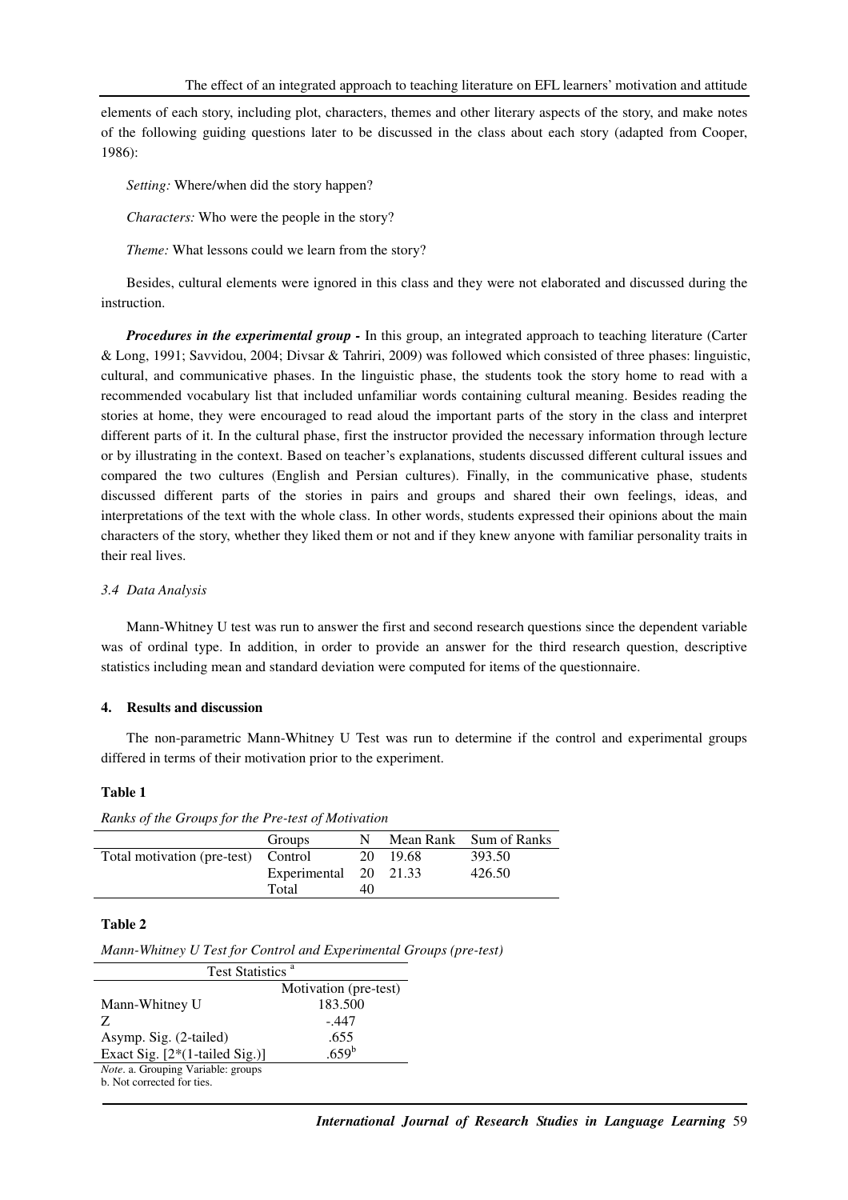elements of each story, including plot, characters, themes and other literary aspects of the story, and make notes of the following guiding questions later to be discussed in the class about each story (adapted from Cooper, 1986):

*Setting:* Where/when did the story happen?

*Characters:* Who were the people in the story?

*Theme:* What lessons could we learn from the story?

Besides, cultural elements were ignored in this class and they were not elaborated and discussed during the instruction.

***Procedures in the experimental group* -** In this group, an integrated approach to teaching literature (Carter & Long, 1991; Savvidou, 2004; Divsar & Tahriri, 2009) was followed which consisted of three phases: linguistic, cultural, and communicative phases. In the linguistic phase, the students took the story home to read with a recommended vocabulary list that included unfamiliar words containing cultural meaning. Besides reading the stories at home, they were encouraged to read aloud the important parts of the story in the class and interpret different parts of it. In the cultural phase, first the instructor provided the necessary information through lecture or by illustrating in the context. Based on teacher's explanations, students discussed different cultural issues and compared the two cultures (English and Persian cultures). Finally, in the communicative phase, students discussed different parts of the stories in pairs and groups and shared their own feelings, ideas, and interpretations of the text with the whole class. In other words, students expressed their opinions about the main characters of the story, whether they liked them or not and if they knew anyone with familiar personality traits in their real lives.

### *3.4 Data Analysis*

Mann-Whitney U test was run to answer the first and second research questions since the dependent variable was of ordinal type. In addition, in order to provide an answer for the third research question, descriptive statistics including mean and standard deviation were computed for items of the questionnaire.

## **4. Results and discussion**

The non-parametric Mann-Whitney U Test was run to determine if the control and experimental groups differed in terms of their motivation prior to the experiment.

**Table 1**

*Ranks of the Groups for the Pre-test of Motivation*

| | Groups | N | Mean Rank | Sum of Ranks |
|---|---|---|---|---|
| Total motivation (pre-test) | Control | 20 | 19.68 | 393.50 |
| | Experimental | 20 | 21.33 | 426.50 |
| | Total | 40 | | |

**Table 2**

*Mann-Whitney U Test for Control and Experimental Groups (pre-test)*

| Test Statistics [a] | Motivation (pre-test) |
|---|---|
| Mann-Whitney U | 183.500 |
| Z | -.447 |
| Asymp. Sig. (2-tailed) | .655 |
| Exact Sig. [2*(1-tailed Sig.)] | .659[b] |

*Note*. a. Grouping Variable: groups
b. Not corrected for ties.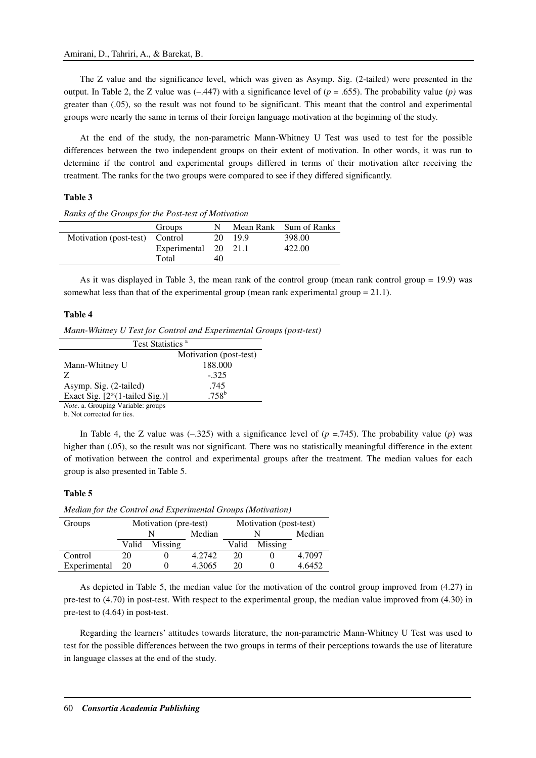The Z value and the significance level, which was given as Asymp. Sig. (2-tailed) were presented in the output. In Table 2, the Z value was (–.447) with a significance level of ($p$ = .655). The probability value ($p$) was greater than (.05), so the result was not found to be significant. This meant that the control and experimental groups were nearly the same in terms of their foreign language motivation at the beginning of the study.

At the end of the study, the non-parametric Mann-Whitney U Test was used to test for the possible differences between the two independent groups on their extent of motivation. In other words, it was run to determine if the control and experimental groups differed in terms of their motivation after receiving the treatment. The ranks for the two groups were compared to see if they differed significantly.

**Table 3**

*Ranks of the Groups for the Post-test of Motivation*

| | Groups | N | Mean Rank | Sum of Ranks |
|---|---|---|---|---|
| Motivation (post-test) | Control | 20 | 19.9 | 398.00 |
| | Experimental | 20 | 21.1 | 422.00 |
| | Total | 40 | | |

As it was displayed in Table 3, the mean rank of the control group (mean rank control group = 19.9) was somewhat less than that of the experimental group (mean rank experimental group = 21.1).

**Table 4**

*Mann-Whitney U Test for Control and Experimental Groups (post-test)*

| Test Statistics [a] | |
|---|---|
| | Motivation (post-test) |
| Mann-Whitney U | 188.000 |
| Z | -.325 |
| Asymp. Sig. (2-tailed) | .745 |
| Exact Sig. [2*(1-tailed Sig.)] | .758[b] |

*Note*. a. Grouping Variable: groups
b. Not corrected for ties.

In Table 4, the Z value was (–.325) with a significance level of ($p$ =.745). The probability value ($p$) was higher than (.05), so the result was not significant. There was no statistically meaningful difference in the extent of motivation between the control and experimental groups after the treatment. The median values for each group is also presented in Table 5.

**Table 5**

*Median for the Control and Experimental Groups (Motivation)*

| Groups | Motivation (pre-test) | | | Motivation (post-test) | | |
|---|---|---|---|---|---|---|
| | N | | Median | N | | Median |
| | Valid | Missing | | Valid | Missing | |
| Control | 20 | 0 | 4.2742 | 20 | 0 | 4.7097 |
| Experimental | 20 | 0 | 4.3065 | 20 | 0 | 4.6452 |

As depicted in Table 5, the median value for the motivation of the control group improved from (4.27) in pre-test to (4.70) in post-test. With respect to the experimental group, the median value improved from (4.30) in pre-test to (4.64) in post-test.

Regarding the learners' attitudes towards literature, the non-parametric Mann-Whitney U Test was used to test for the possible differences between the two groups in terms of their perceptions towards the use of literature in language classes at the end of the study.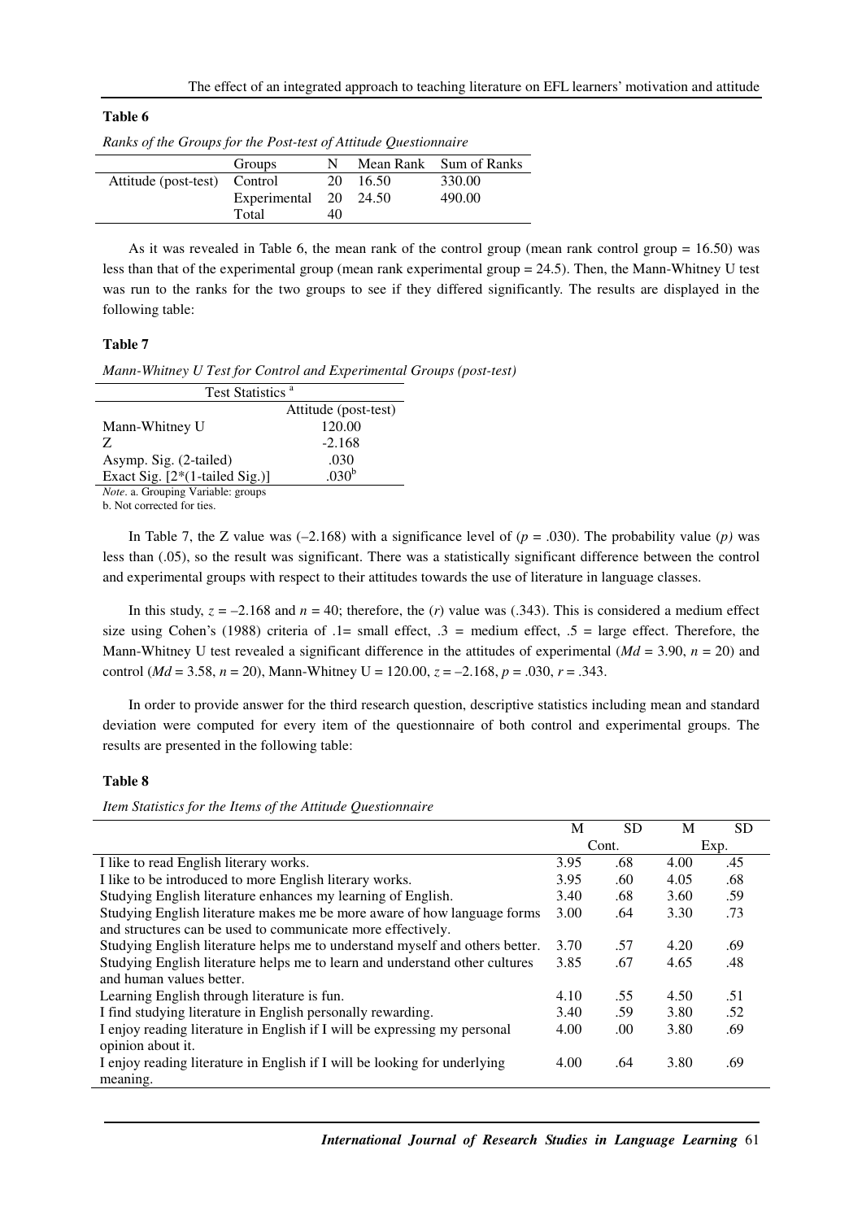**Table 6**

*Ranks of the Groups for the Post-test of Attitude Questionnaire*

| | Groups | N | Mean Rank | Sum of Ranks |
|---|---|---|---|---|
| Attitude (post-test) | Control | 20 | 16.50 | 330.00 |
| | Experimental | 20 | 24.50 | 490.00 |
| | Total | 40 | | |

As it was revealed in Table 6, the mean rank of the control group (mean rank control group = 16.50) was less than that of the experimental group (mean rank experimental group = 24.5). Then, the Mann-Whitney U test was run to the ranks for the two groups to see if they differed significantly. The results are displayed in the following table:

**Table 7**

*Mann-Whitney U Test for Control and Experimental Groups (post-test)*

| Test Statistics [a] | Attitude (post-test) |
|---|---|
| Mann-Whitney U | 120.00 |
| Z | -2.168 |
| Asymp. Sig. (2-tailed) | .030 |
| Exact Sig. [2*(1-tailed Sig.)] | .030[b] |

*Note*. a. Grouping Variable: groups
b. Not corrected for ties.

In Table 7, the Z value was (–2.168) with a significance level of ($p$ = .030). The probability value ($p$) was less than (.05), so the result was significant. There was a statistically significant difference between the control and experimental groups with respect to their attitudes towards the use of literature in language classes.

In this study, $z = –2.168$ and $n = 40$; therefore, the ($r$) value was (.343). This is considered a medium effect size using Cohen's (1988) criteria of .1= small effect, .3 = medium effect, .5 = large effect. Therefore, the Mann-Whitney U test revealed a significant difference in the attitudes of experimental ($Md$ = 3.90, $n$ = 20) and control ($Md$ = 3.58, $n$ = 20), Mann-Whitney U = 120.00, $z$ = –2.168, $p$ = .030, $r$ = .343.

In order to provide answer for the third research question, descriptive statistics including mean and standard deviation were computed for every item of the questionnaire of both control and experimental groups. The results are presented in the following table:

**Table 8**

*Item Statistics for the Items of the Attitude Questionnaire*

| | M | SD | M | SD |
|---|---|---|---|---|
| | Cont. | | Exp. | |
| I like to read English literary works. | 3.95 | .68 | 4.00 | .45 |
| I like to be introduced to more English literary works. | 3.95 | .60 | 4.05 | .68 |
| Studying English literature enhances my learning of English. | 3.40 | .68 | 3.60 | .59 |
| Studying English literature makes me be more aware of how language forms and structures can be used to communicate more effectively. | 3.00 | .64 | 3.30 | .73 |
| Studying English literature helps me to understand myself and others better. | 3.70 | .57 | 4.20 | .69 |
| Studying English literature helps me to learn and understand other cultures and human values better. | 3.85 | .67 | 4.65 | .48 |
| Learning English through literature is fun. | 4.10 | .55 | 4.50 | .51 |
| I find studying literature in English personally rewarding. | 3.40 | .59 | 3.80 | .52 |
| I enjoy reading literature in English if I will be expressing my personal opinion about it. | 4.00 | .00 | 3.80 | .69 |
| I enjoy reading literature in English if I will be looking for underlying meaning. | 4.00 | .64 | 3.80 | .69 |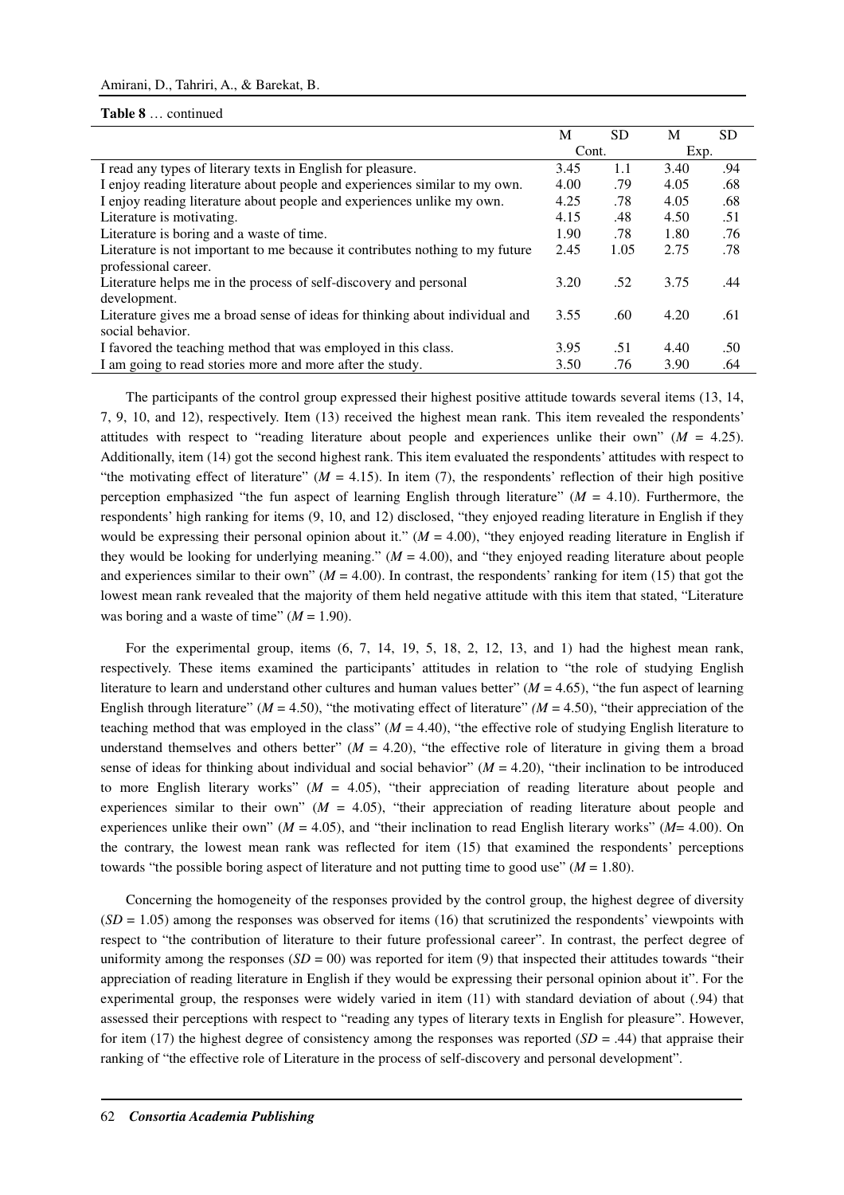**Table 8** … continued

| | M | SD | M | SD |
|---|---|---|---|---|
| | Cont. | | Exp. | |
| I read any types of literary texts in English for pleasure. | 3.45 | 1.1 | 3.40 | .94 |
| I enjoy reading literature about people and experiences similar to my own. | 4.00 | .79 | 4.05 | .68 |
| I enjoy reading literature about people and experiences unlike my own. | 4.25 | .78 | 4.05 | .68 |
| Literature is motivating. | 4.15 | .48 | 4.50 | .51 |
| Literature is boring and a waste of time. | 1.90 | .78 | 1.80 | .76 |
| Literature is not important to me because it contributes nothing to my future professional career. | 2.45 | 1.05 | 2.75 | .78 |
| Literature helps me in the process of self-discovery and personal development. | 3.20 | .52 | 3.75 | .44 |
| Literature gives me a broad sense of ideas for thinking about individual and social behavior. | 3.55 | .60 | 4.20 | .61 |
| I favored the teaching method that was employed in this class. | 3.95 | .51 | 4.40 | .50 |
| I am going to read stories more and more after the study. | 3.50 | .76 | 3.90 | .64 |

The participants of the control group expressed their highest positive attitude towards several items (13, 14, 7, 9, 10, and 12), respectively. Item (13) received the highest mean rank. This item revealed the respondents' attitudes with respect to "reading literature about people and experiences unlike their own" (*M* = 4.25). Additionally, item (14) got the second highest rank. This item evaluated the respondents' attitudes with respect to "the motivating effect of literature" (*M* = 4.15). In item (7), the respondents' reflection of their high positive perception emphasized "the fun aspect of learning English through literature" (*M* = 4.10). Furthermore, the respondents' high ranking for items (9, 10, and 12) disclosed, "they enjoyed reading literature in English if they would be expressing their personal opinion about it." (*M* = 4.00), "they enjoyed reading literature in English if they would be looking for underlying meaning." (*M* = 4.00), and "they enjoyed reading literature about people and experiences similar to their own" (*M* = 4.00). In contrast, the respondents' ranking for item (15) that got the lowest mean rank revealed that the majority of them held negative attitude with this item that stated, "Literature was boring and a waste of time" (*M* = 1.90).

For the experimental group, items (6, 7, 14, 19, 5, 18, 2, 12, 13, and 1) had the highest mean rank, respectively. These items examined the participants' attitudes in relation to "the role of studying English literature to learn and understand other cultures and human values better" (*M* = 4.65), "the fun aspect of learning English through literature" (*M* = 4.50), "the motivating effect of literature" (*M* = 4.50), "their appreciation of the teaching method that was employed in the class" (*M* = 4.40), "the effective role of studying English literature to understand themselves and others better" (*M* = 4.20), "the effective role of literature in giving them a broad sense of ideas for thinking about individual and social behavior" (*M* = 4.20), "their inclination to be introduced to more English literary works" (*M* = 4.05), "their appreciation of reading literature about people and experiences similar to their own" (*M* = 4.05), "their appreciation of reading literature about people and experiences unlike their own" (*M* = 4.05), and "their inclination to read English literary works" (*M*= 4.00). On the contrary, the lowest mean rank was reflected for item (15) that examined the respondents' perceptions towards "the possible boring aspect of literature and not putting time to good use" (*M* = 1.80).

Concerning the homogeneity of the responses provided by the control group, the highest degree of diversity (*SD* = 1.05) among the responses was observed for items (16) that scrutinized the respondents' viewpoints with respect to "the contribution of literature to their future professional career". In contrast, the perfect degree of uniformity among the responses (*SD* = 00) was reported for item (9) that inspected their attitudes towards "their appreciation of reading literature in English if they would be expressing their personal opinion about it". For the experimental group, the responses were widely varied in item (11) with standard deviation of about (.94) that assessed their perceptions with respect to "reading any types of literary texts in English for pleasure". However, for item (17) the highest degree of consistency among the responses was reported (*SD* = .44) that appraise their ranking of "the effective role of Literature in the process of self-discovery and personal development".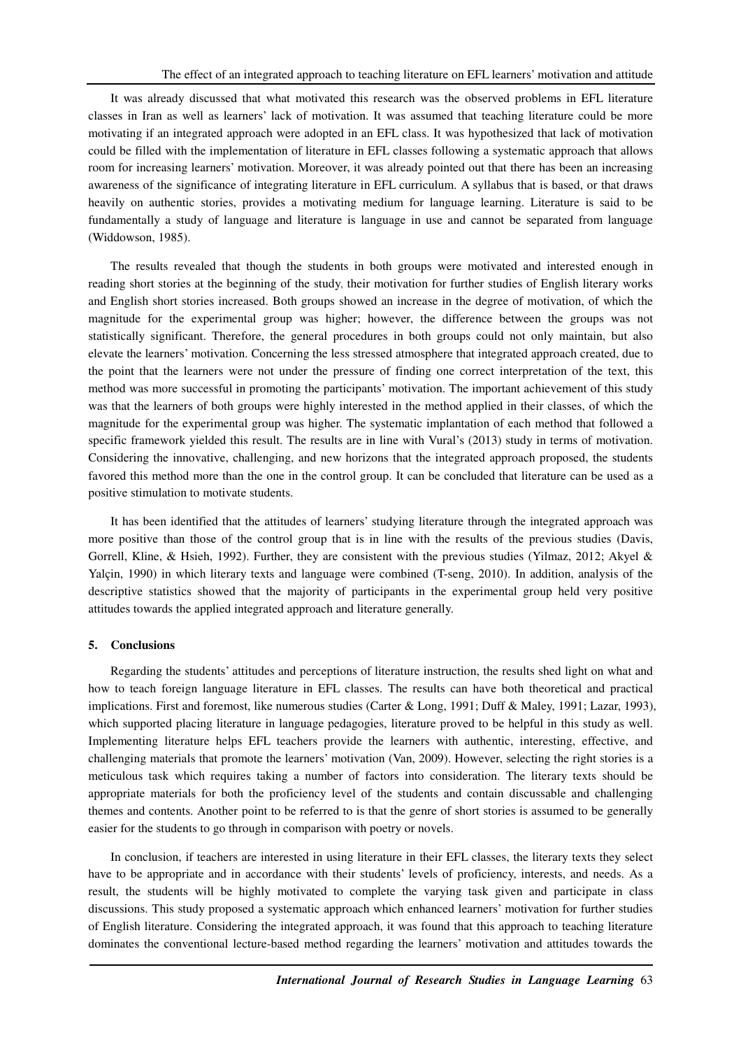It was already discussed that what motivated this research was the observed problems in EFL literature classes in Iran as well as learners' lack of motivation. It was assumed that teaching literature could be more motivating if an integrated approach were adopted in an EFL class. It was hypothesized that lack of motivation could be filled with the implementation of literature in EFL classes following a systematic approach that allows room for increasing learners' motivation. Moreover, it was already pointed out that there has been an increasing awareness of the significance of integrating literature in EFL curriculum. A syllabus that is based, or that draws heavily on authentic stories, provides a motivating medium for language learning. Literature is said to be fundamentally a study of language and literature is language in use and cannot be separated from language (Widdowson, 1985).

The results revealed that though the students in both groups were motivated and interested enough in reading short stories at the beginning of the study, their motivation for further studies of English literary works and English short stories increased. Both groups showed an increase in the degree of motivation, of which the magnitude for the experimental group was higher; however, the difference between the groups was not statistically significant. Therefore, the general procedures in both groups could not only maintain, but also elevate the learners' motivation. Concerning the less stressed atmosphere that integrated approach created, due to the point that the learners were not under the pressure of finding one correct interpretation of the text, this method was more successful in promoting the participants' motivation. The important achievement of this study was that the learners of both groups were highly interested in the method applied in their classes, of which the magnitude for the experimental group was higher. The systematic implantation of each method that followed a specific framework yielded this result. The results are in line with Vural's (2013) study in terms of motivation. Considering the innovative, challenging, and new horizons that the integrated approach proposed, the students favored this method more than the one in the control group. It can be concluded that literature can be used as a positive stimulation to motivate students.

It has been identified that the attitudes of learners' studying literature through the integrated approach was more positive than those of the control group that is in line with the results of the previous studies (Davis, Gorrell, Kline, & Hsieh, 1992). Further, they are consistent with the previous studies (Yilmaz, 2012; Akyel & Yalçin, 1990) in which literary texts and language were combined (T-seng, 2010). In addition, analysis of the descriptive statistics showed that the majority of participants in the experimental group held very positive attitudes towards the applied integrated approach and literature generally.

## 5. Conclusions

Regarding the students' attitudes and perceptions of literature instruction, the results shed light on what and how to teach foreign language literature in EFL classes. The results can have both theoretical and practical implications. First and foremost, like numerous studies (Carter & Long, 1991; Duff & Maley, 1991; Lazar, 1993), which supported placing literature in language pedagogies, literature proved to be helpful in this study as well. Implementing literature helps EFL teachers provide the learners with authentic, interesting, effective, and challenging materials that promote the learners' motivation (Van, 2009). However, selecting the right stories is a meticulous task which requires taking a number of factors into consideration. The literary texts should be appropriate materials for both the proficiency level of the students and contain discussable and challenging themes and contents. Another point to be referred to is that the genre of short stories is assumed to be generally easier for the students to go through in comparison with poetry or novels.

In conclusion, if teachers are interested in using literature in their EFL classes, the literary texts they select have to be appropriate and in accordance with their students' levels of proficiency, interests, and needs. As a result, the students will be highly motivated to complete the varying task given and participate in class discussions. This study proposed a systematic approach which enhanced learners' motivation for further studies of English literature. Considering the integrated approach, it was found that this approach to teaching literature dominates the conventional lecture-based method regarding the learners' motivation and attitudes towards the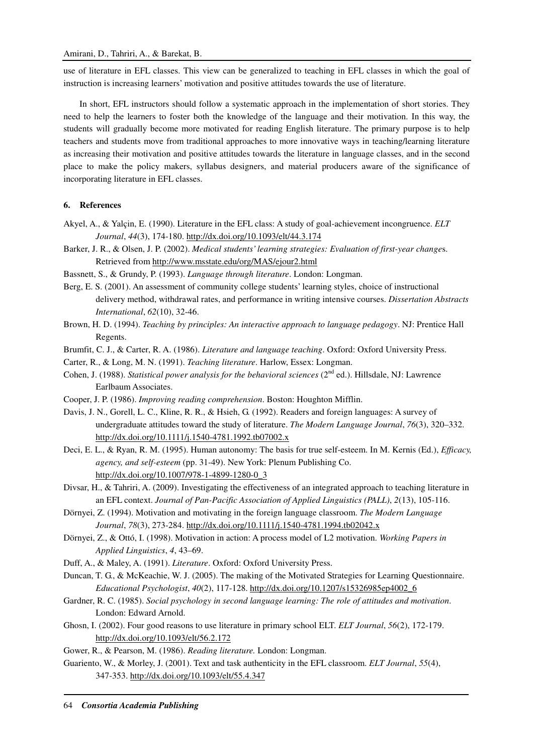use of literature in EFL classes. This view can be generalized to teaching in EFL classes in which the goal of instruction is increasing learners' motivation and positive attitudes towards the use of literature.

In short, EFL instructors should follow a systematic approach in the implementation of short stories. They need to help the learners to foster both the knowledge of the language and their motivation. In this way, the students will gradually become more motivated for reading English literature. The primary purpose is to help teachers and students move from traditional approaches to more innovative ways in teaching/learning literature as increasing their motivation and positive attitudes towards the literature in language classes, and in the second place to make the policy makers, syllabus designers, and material producers aware of the significance of incorporating literature in EFL classes.

## 6. References

Akyel, A., & Yalçin, E. (1990). Literature in the EFL class: A study of goal-achievement incongruence. *ELT Journal*, *44*(3), 174-180. http://dx.doi.org/10.1093/elt/44.3.174

Barker, J. R., & Olsen, J. P. (2002). *Medical students' learning strategies: Evaluation of first-year changes*. Retrieved from http://www.msstate.edu/org/MAS/ejour2.html

Bassnett, S., & Grundy, P. (1993). *Language through literature*. London: Longman.

Berg, E. S. (2001). An assessment of community college students' learning styles, choice of instructional delivery method, withdrawal rates, and performance in writing intensive courses. *Dissertation Abstracts International*, *62*(10), 32-46.

Brown, H. D. (1994). *Teaching by principles: An interactive approach to language pedagogy*. NJ: Prentice Hall Regents.

Brumfit, C. J., & Carter, R. A. (1986). *Literature and language teaching*. Oxford: Oxford University Press.

Carter, R., & Long, M. N. (1991). *Teaching literature*. Harlow, Essex: Longman.

Cohen, J. (1988). *Statistical power analysis for the behavioral sciences* (2nd ed.). Hillsdale, NJ: Lawrence Earlbaum Associates.

Cooper, J. P. (1986). *Improving reading comprehension*. Boston: Houghton Mifflin.

Davis, J. N., Gorell, L. C., Kline, R. R., & Hsieh, G. (1992). Readers and foreign languages: A survey of undergraduate attitudes toward the study of literature. *The Modern Language Journal*, *76*(3), 320–332. http://dx.doi.org/10.1111/j.1540-4781.1992.tb07002.x

Deci, E. L., & Ryan, R. M. (1995). Human autonomy: The basis for true self-esteem. In M. Kernis (Ed.), *Efficacy, agency, and self-esteem* (pp. 31-49). New York: Plenum Publishing Co. http://dx.doi.org/10.1007/978-1-4899-1280-0_3

Divsar, H., & Tahriri, A. (2009). Investigating the effectiveness of an integrated approach to teaching literature in an EFL context. *Journal of Pan-Pacific Association of Applied Linguistics (PALL)*, *2*(13), 105-116.

Dörnyei, Z. (1994). Motivation and motivating in the foreign language classroom. *The Modern Language Journal*, *78*(3), 273-284. http://dx.doi.org/10.1111/j.1540-4781.1994.tb02042.x

Dörnyei, Z., & Ottó, I. (1998). Motivation in action: A process model of L2 motivation. *Working Papers in Applied Linguistics*, *4*, 43–69.

Duff, A., & Maley, A. (1991). *Literature*. Oxford: Oxford University Press.

Duncan, T. G., & McKeachie, W. J. (2005). The making of the Motivated Strategies for Learning Questionnaire. *Educational Psychologist*, *40*(2), 117-128. http://dx.doi.org/10.1207/s15326985ep4002_6

Gardner, R. C. (1985). *Social psychology in second language learning: The role of attitudes and motivation*. London: Edward Arnold.

Ghosn, I. (2002). Four good reasons to use literature in primary school ELT. *ELT Journal*, *56*(2), 172-179. http://dx.doi.org/10.1093/elt/56.2.172

Gower, R., & Pearson, M. (1986). *Reading literature.* London: Longman.

Guariento, W., & Morley, J. (2001). Text and task authenticity in the EFL classroom. *ELT Journal*, *55*(4), 347-353. http://dx.doi.org/10.1093/elt/55.4.347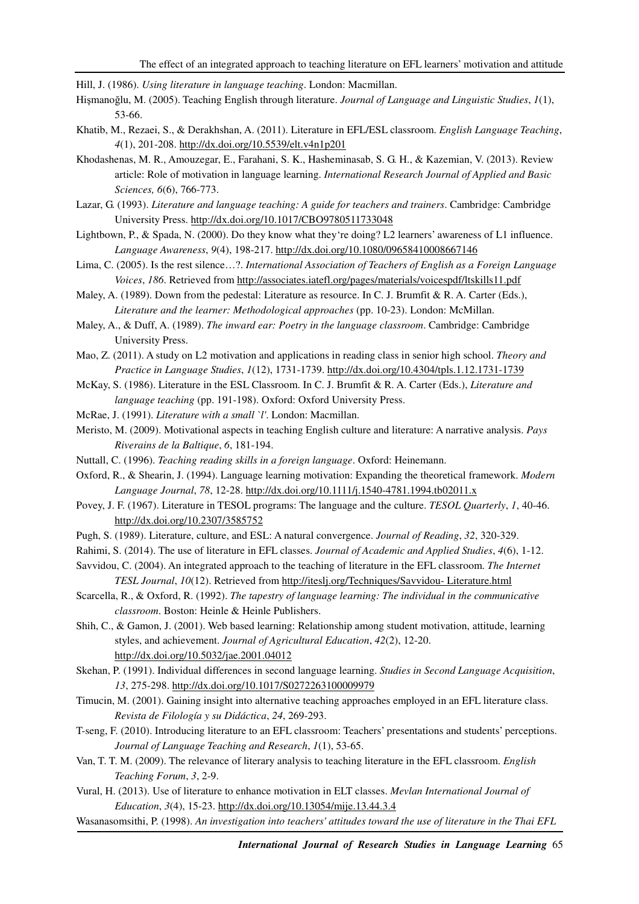Hill, J. (1986). *Using literature in language teaching*. London: Macmillan.

Hişmanoğlu, M. (2005). Teaching English through literature. *Journal of Language and Linguistic Studies*, *1*(1), 53-66.

Khatib, M., Rezaei, S., & Derakhshan, A. (2011). Literature in EFL/ESL classroom. *English Language Teaching*, *4*(1), 201-208. http://dx.doi.org/10.5539/elt.v4n1p201

Khodashenas, M. R., Amouzegar, E., Farahani, S. K., Hasheminasab, S. G. H., & Kazemian, V. (2013). Review article: Role of motivation in language learning. *International Research Journal of Applied and Basic Sciences, 6*(6), 766-773.

Lazar, G. (1993). *Literature and language teaching: A guide for teachers and trainers*. Cambridge: Cambridge University Press. http://dx.doi.org/10.1017/CBO9780511733048

Lightbown, P., & Spada, N. (2000). Do they know what they're doing? L2 learners' awareness of L1 influence. *Language Awareness*, *9*(4), 198-217. http://dx.doi.org/10.1080/09658410008667146

Lima, C. (2005). Is the rest silence…?. *International Association of Teachers of English as a Foreign Language Voices*, *186*. Retrieved from http://associates.iatefl.org/pages/materials/voicespdf/ltskills11.pdf

Maley, A. (1989). Down from the pedestal: Literature as resource. In C. J. Brumfit & R. A. Carter (Eds.), *Literature and the learner: Methodological approaches* (pp. 10-23). London: McMillan.

Maley, A., & Duff, A. (1989). *The inward ear: Poetry in the language classroom*. Cambridge: Cambridge University Press.

Mao, Z. (2011). A study on L2 motivation and applications in reading class in senior high school. *Theory and Practice in Language Studies*, *1*(12), 1731-1739. http://dx.doi.org/10.4304/tpls.1.12.1731-1739

McKay, S. (1986). Literature in the ESL Classroom. In C. J. Brumfit & R. A. Carter (Eds.), *Literature and language teaching* (pp. 191-198). Oxford: Oxford University Press.

McRae, J. (1991). *Literature with a small `l'*. London: Macmillan.

Meristo, M. (2009). Motivational aspects in teaching English culture and literature: A narrative analysis. *Pays Riverains de la Baltique*, *6*, 181-194.

Nuttall, C. (1996). *Teaching reading skills in a foreign language*. Oxford: Heinemann.

Oxford, R., & Shearin, J. (1994). Language learning motivation: Expanding the theoretical framework. *Modern Language Journal*, *78*, 12-28. http://dx.doi.org/10.1111/j.1540-4781.1994.tb02011.x

Povey, J. F. (1967). Literature in TESOL programs: The language and the culture. *TESOL Quarterly*, *1*, 40-46. http://dx.doi.org/10.2307/3585752

Pugh, S. (1989). Literature, culture, and ESL: A natural convergence. *Journal of Reading*, *32*, 320-329.

Rahimi, S. (2014). The use of literature in EFL classes. *Journal of Academic and Applied Studies*, *4*(6), 1-12.

Savvidou, C. (2004). An integrated approach to the teaching of literature in the EFL classroom. *The Internet TESL Journal*, *10*(12). Retrieved from http://iteslj.org/Techniques/Savvidou- Literature.html

Scarcella, R., & Oxford, R. (1992). *The tapestry of language learning: The individual in the communicative classroom*. Boston: Heinle & Heinle Publishers.

Shih, C., & Gamon, J. (2001). Web based learning: Relationship among student motivation, attitude, learning styles, and achievement. *Journal of Agricultural Education*, *42*(2), 12-20. http://dx.doi.org/10.5032/jae.2001.04012

Skehan, P. (1991). Individual differences in second language learning. *Studies in Second Language Acquisition*, *13*, 275-298. http://dx.doi.org/10.1017/S0272263100009979

Timucin, M. (2001). Gaining insight into alternative teaching approaches employed in an EFL literature class. *Revista de Filología y su Didáctica*, *24*, 269-293.

T-seng, F. (2010). Introducing literature to an EFL classroom: Teachers' presentations and students' perceptions. *Journal of Language Teaching and Research*, *1*(1), 53-65.

Van, T. T. M. (2009). The relevance of literary analysis to teaching literature in the EFL classroom. *English Teaching Forum*, *3*, 2-9.

Vural, H. (2013). Use of literature to enhance motivation in ELT classes. *Mevlan International Journal of Education*, *3*(4), 15-23. http://dx.doi.org/10.13054/mije.13.44.3.4

Wasanasomsithi, P. (1998). *An investigation into teachers' attitudes toward the use of literature in the Thai EFL*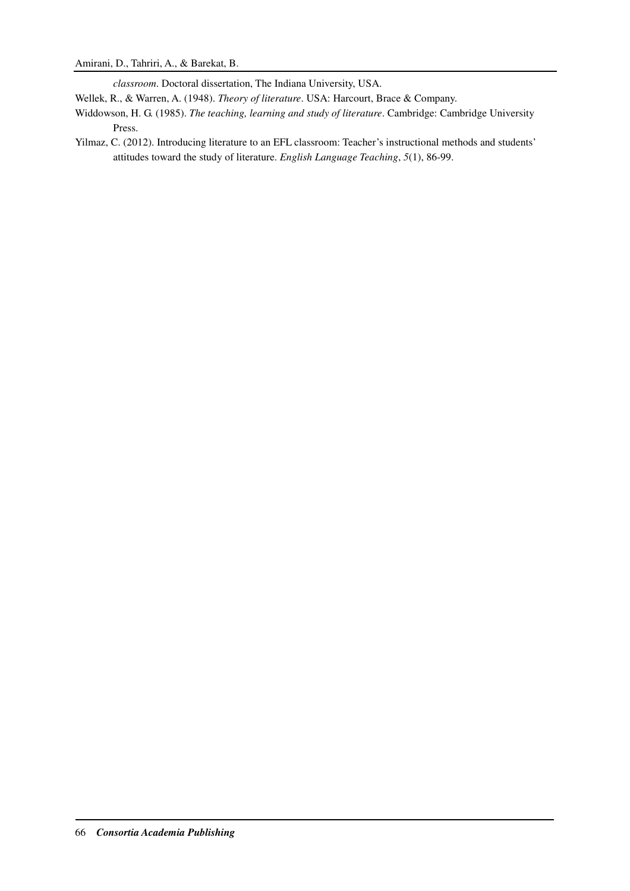*classroom*. Doctoral dissertation, The Indiana University, USA.

Wellek, R., & Warren, A. (1948). *Theory of literature*. USA: Harcourt, Brace & Company.

Widdowson, H. G. (1985). *The teaching, learning and study of literature*. Cambridge: Cambridge University Press.

Yilmaz, C. (2012). Introducing literature to an EFL classroom: Teacher's instructional methods and students' attitudes toward the study of literature. *English Language Teaching*, *5*(1), 86-99.